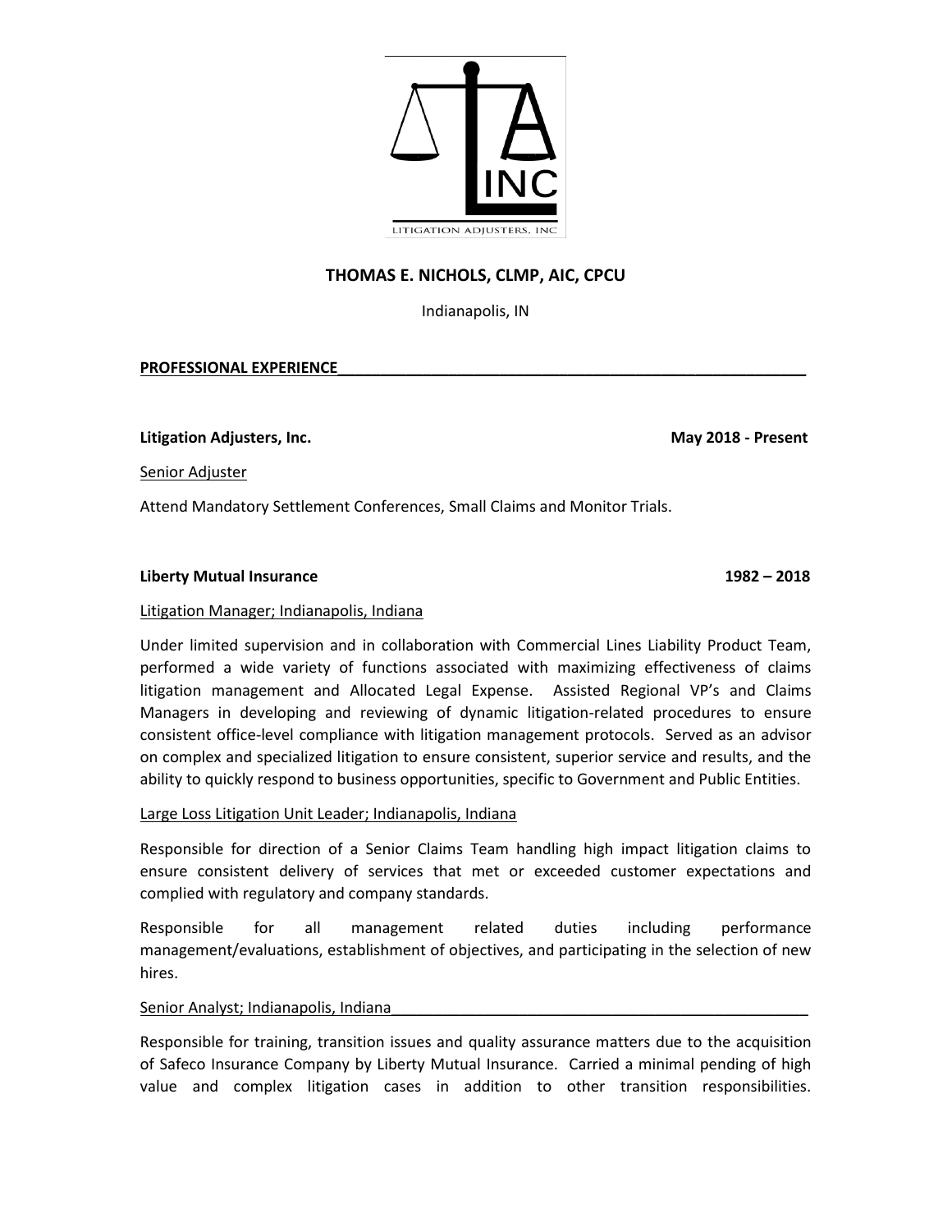# THOMAS E. NICHOLS, CLMP, AIC, CPCU

Indianapolis, IN

## PROFESSIONAL EXPERIENCE

**Litigation Adjusters, Inc.** **May 2018 - Present**

Senior Adjuster

Attend Mandatory Settlement Conferences, Small Claims and Monitor Trials.

**Liberty Mutual Insurance** **1982 – 2018**

Litigation Manager; Indianapolis, Indiana

Under limited supervision and in collaboration with Commercial Lines Liability Product Team, performed a wide variety of functions associated with maximizing effectiveness of claims litigation management and Allocated Legal Expense. Assisted Regional VP's and Claims Managers in developing and reviewing of dynamic litigation-related procedures to ensure consistent office-level compliance with litigation management protocols. Served as an advisor on complex and specialized litigation to ensure consistent, superior service and results, and the ability to quickly respond to business opportunities, specific to Government and Public Entities.

Large Loss Litigation Unit Leader; Indianapolis, Indiana

Responsible for direction of a Senior Claims Team handling high impact litigation claims to ensure consistent delivery of services that met or exceeded customer expectations and complied with regulatory and company standards.

Responsible for all management related duties including performance management/evaluations, establishment of objectives, and participating in the selection of new hires.

Senior Analyst; Indianapolis, Indiana

Responsible for training, transition issues and quality assurance matters due to the acquisition of Safeco Insurance Company by Liberty Mutual Insurance. Carried a minimal pending of high value and complex litigation cases in addition to other transition responsibilities.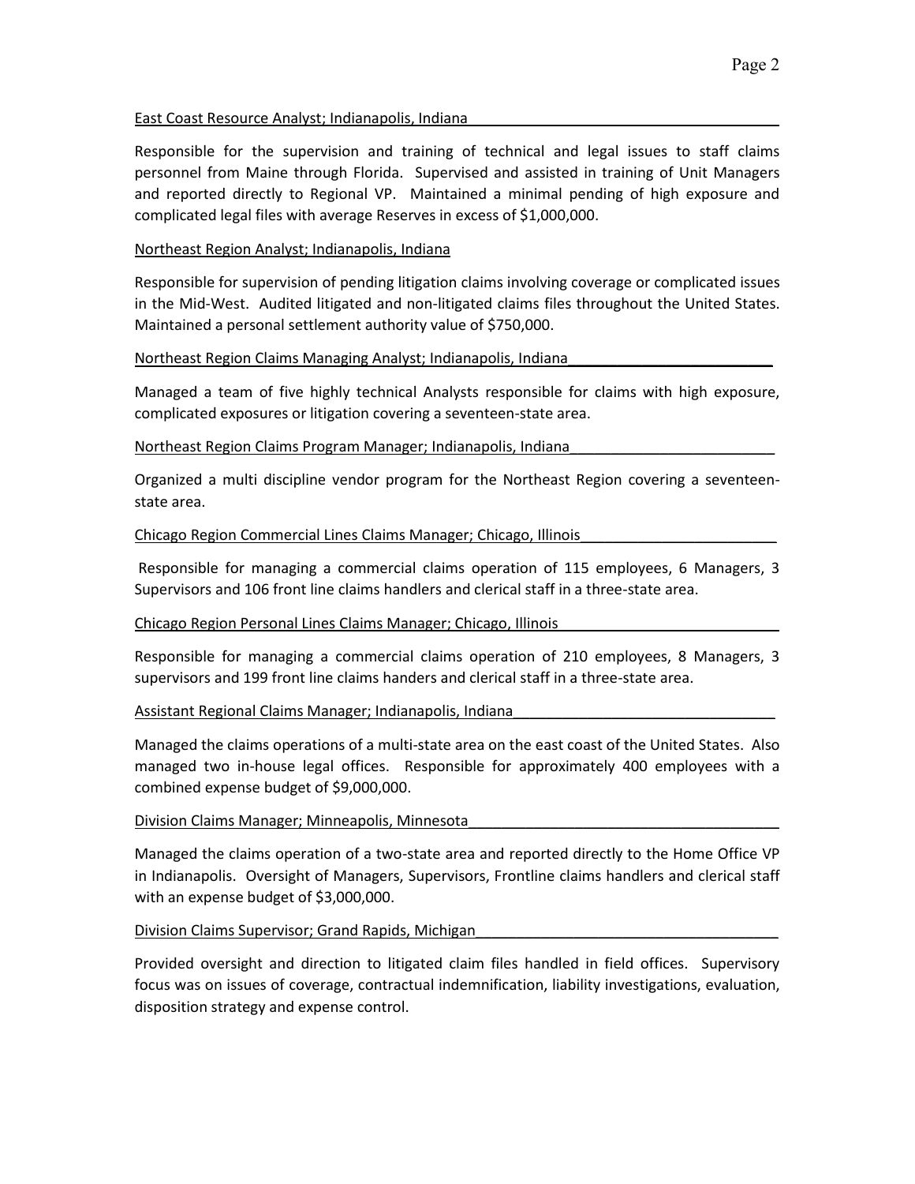East Coast Resource Analyst; Indianapolis, Indiana

Responsible for the supervision and training of technical and legal issues to staff claims personnel from Maine through Florida. Supervised and assisted in training of Unit Managers and reported directly to Regional VP. Maintained a minimal pending of high exposure and complicated legal files with average Reserves in excess of $1,000,000.

Northeast Region Analyst; Indianapolis, Indiana

Responsible for supervision of pending litigation claims involving coverage or complicated issues in the Mid-West. Audited litigated and non-litigated claims files throughout the United States. Maintained a personal settlement authority value of $750,000.

Northeast Region Claims Managing Analyst; Indianapolis, Indiana

Managed a team of five highly technical Analysts responsible for claims with high exposure, complicated exposures or litigation covering a seventeen-state area.

Northeast Region Claims Program Manager; Indianapolis, Indiana

Organized a multi discipline vendor program for the Northeast Region covering a seventeen-state area.

Chicago Region Commercial Lines Claims Manager; Chicago, Illinois

Responsible for managing a commercial claims operation of 115 employees, 6 Managers, 3 Supervisors and 106 front line claims handlers and clerical staff in a three-state area.

Chicago Region Personal Lines Claims Manager; Chicago, Illinois

Responsible for managing a commercial claims operation of 210 employees, 8 Managers, 3 supervisors and 199 front line claims handers and clerical staff in a three-state area.

Assistant Regional Claims Manager; Indianapolis, Indiana

Managed the claims operations of a multi-state area on the east coast of the United States. Also managed two in-house legal offices. Responsible for approximately 400 employees with a combined expense budget of $9,000,000.

Division Claims Manager; Minneapolis, Minnesota

Managed the claims operation of a two-state area and reported directly to the Home Office VP in Indianapolis. Oversight of Managers, Supervisors, Frontline claims handlers and clerical staff with an expense budget of $3,000,000.

Division Claims Supervisor; Grand Rapids, Michigan

Provided oversight and direction to litigated claim files handled in field offices. Supervisory focus was on issues of coverage, contractual indemnification, liability investigations, evaluation, disposition strategy and expense control.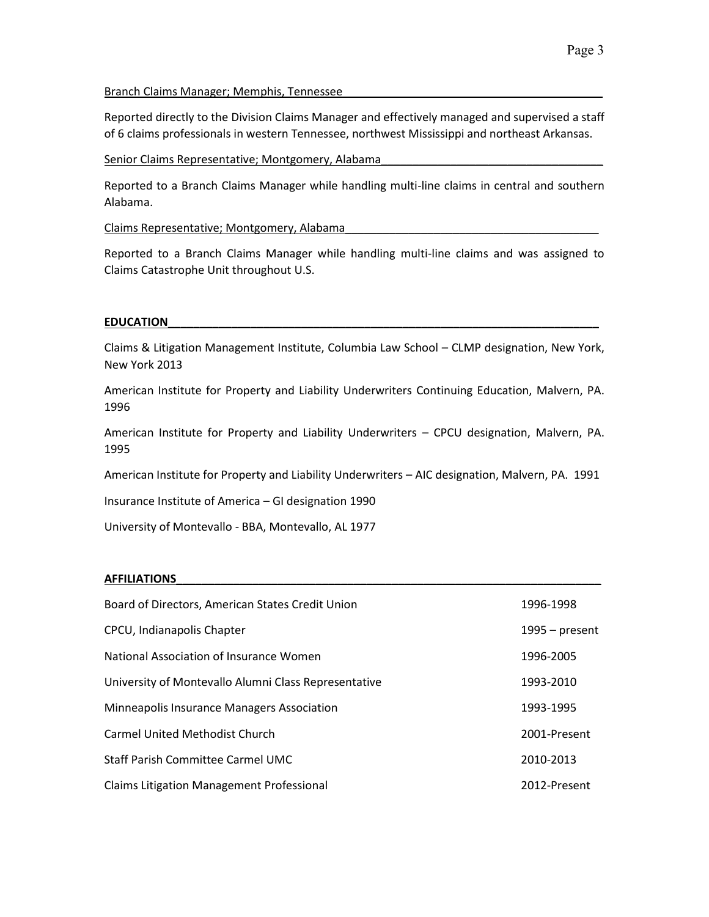Branch Claims Manager; Memphis, Tennessee

Reported directly to the Division Claims Manager and effectively managed and supervised a staff of 6 claims professionals in western Tennessee, northwest Mississippi and northeast Arkansas.

Senior Claims Representative; Montgomery, Alabama

Reported to a Branch Claims Manager while handling multi-line claims in central and southern Alabama.

Claims Representative; Montgomery, Alabama

Reported to a Branch Claims Manager while handling multi-line claims and was assigned to Claims Catastrophe Unit throughout U.S.

## EDUCATION

Claims & Litigation Management Institute, Columbia Law School – CLMP designation, New York, New York 2013

American Institute for Property and Liability Underwriters Continuing Education, Malvern, PA. 1996

American Institute for Property and Liability Underwriters – CPCU designation, Malvern, PA. 1995

American Institute for Property and Liability Underwriters – AIC designation, Malvern, PA. 1991

Insurance Institute of America – GI designation 1990

University of Montevallo - BBA, Montevallo, AL 1977

## AFFILIATIONS

| | |
|---|---|
| Board of Directors, American States Credit Union | 1996-1998 |
| CPCU, Indianapolis Chapter | 1995 – present |
| National Association of Insurance Women | 1996-2005 |
| University of Montevallo Alumni Class Representative | 1993-2010 |
| Minneapolis Insurance Managers Association | 1993-1995 |
| Carmel United Methodist Church | 2001-Present |
| Staff Parish Committee Carmel UMC | 2010-2013 |
| Claims Litigation Management Professional | 2012-Present |